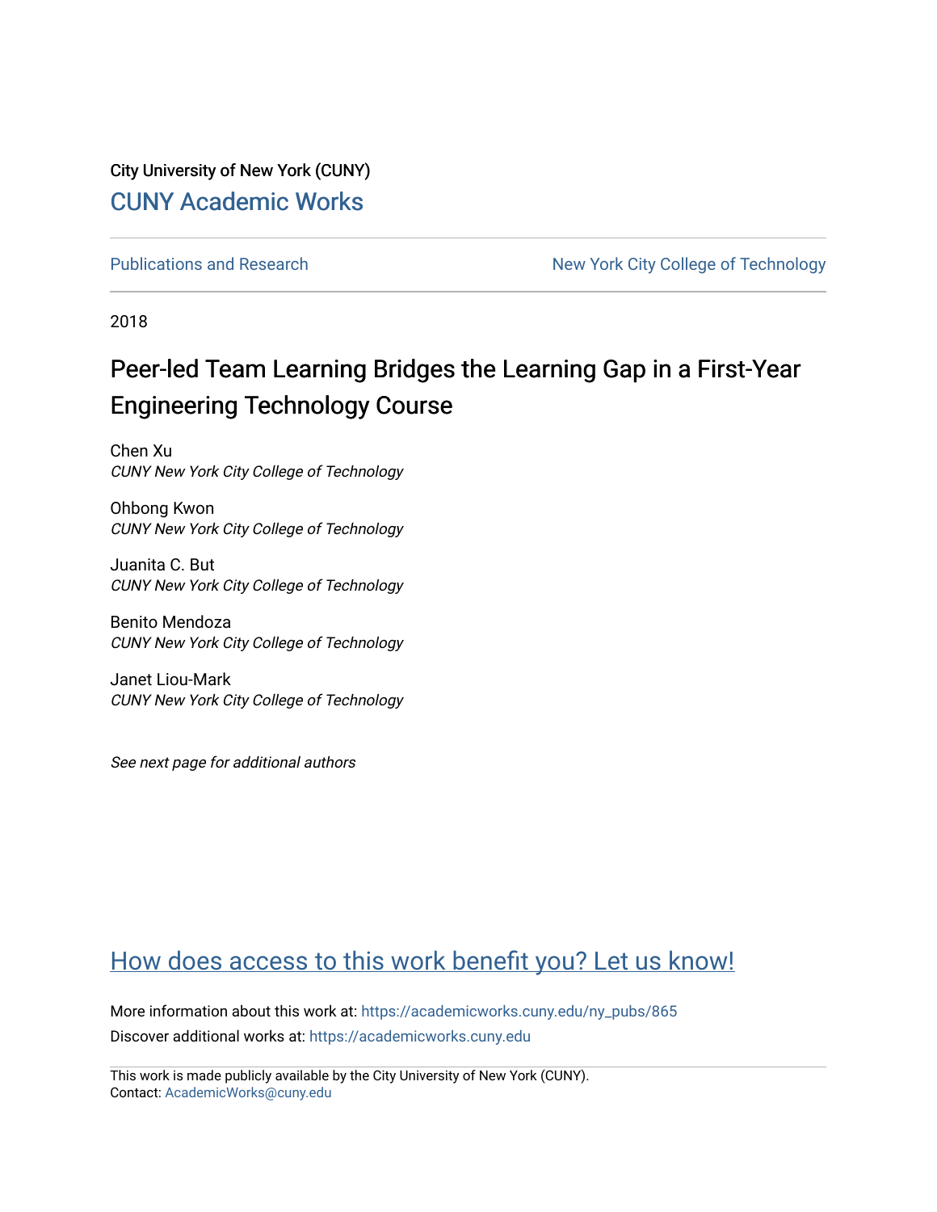City University of New York (CUNY)

CUNY Academic Works

Publications and Research

New York City College of Technology

2018

# Peer-led Team Learning Bridges the Learning Gap in a First-Year Engineering Technology Course

Chen Xu
*CUNY New York City College of Technology*

Ohbong Kwon
*CUNY New York City College of Technology*

Juanita C. But
*CUNY New York City College of Technology*

Benito Mendoza
*CUNY New York City College of Technology*

Janet Liou-Mark
*CUNY New York City College of Technology*

*See next page for additional authors*

How does access to this work benefit you? Let us know!

More information about this work at: https://academicworks.cuny.edu/ny_pubs/865
Discover additional works at: https://academicworks.cuny.edu

This work is made publicly available by the City University of New York (CUNY).
Contact: AcademicWorks@cuny.edu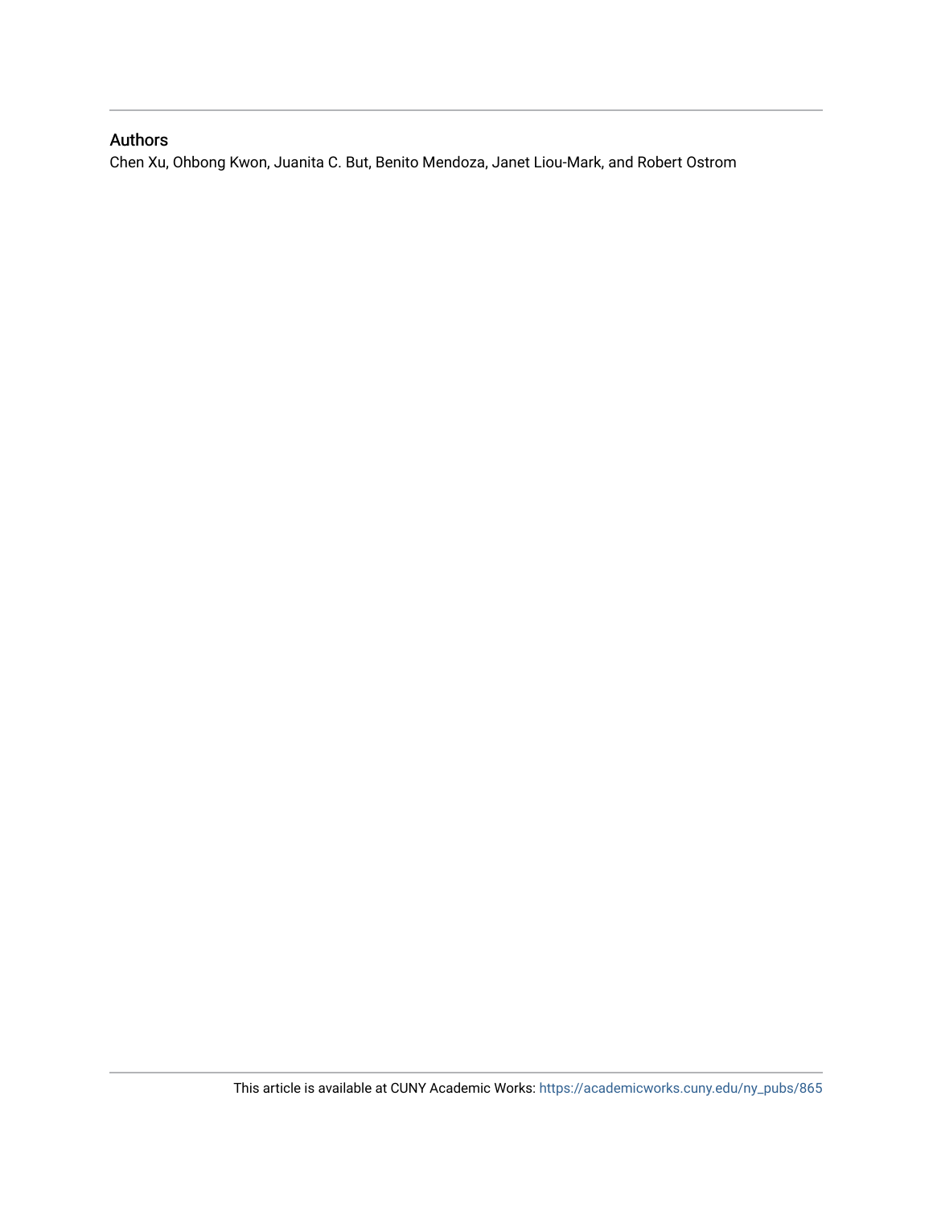## Authors

Chen Xu, Ohbong Kwon, Juanita C. But, Benito Mendoza, Janet Liou-Mark, and Robert Ostrom

This article is available at CUNY Academic Works: https://academicworks.cuny.edu/ny_pubs/865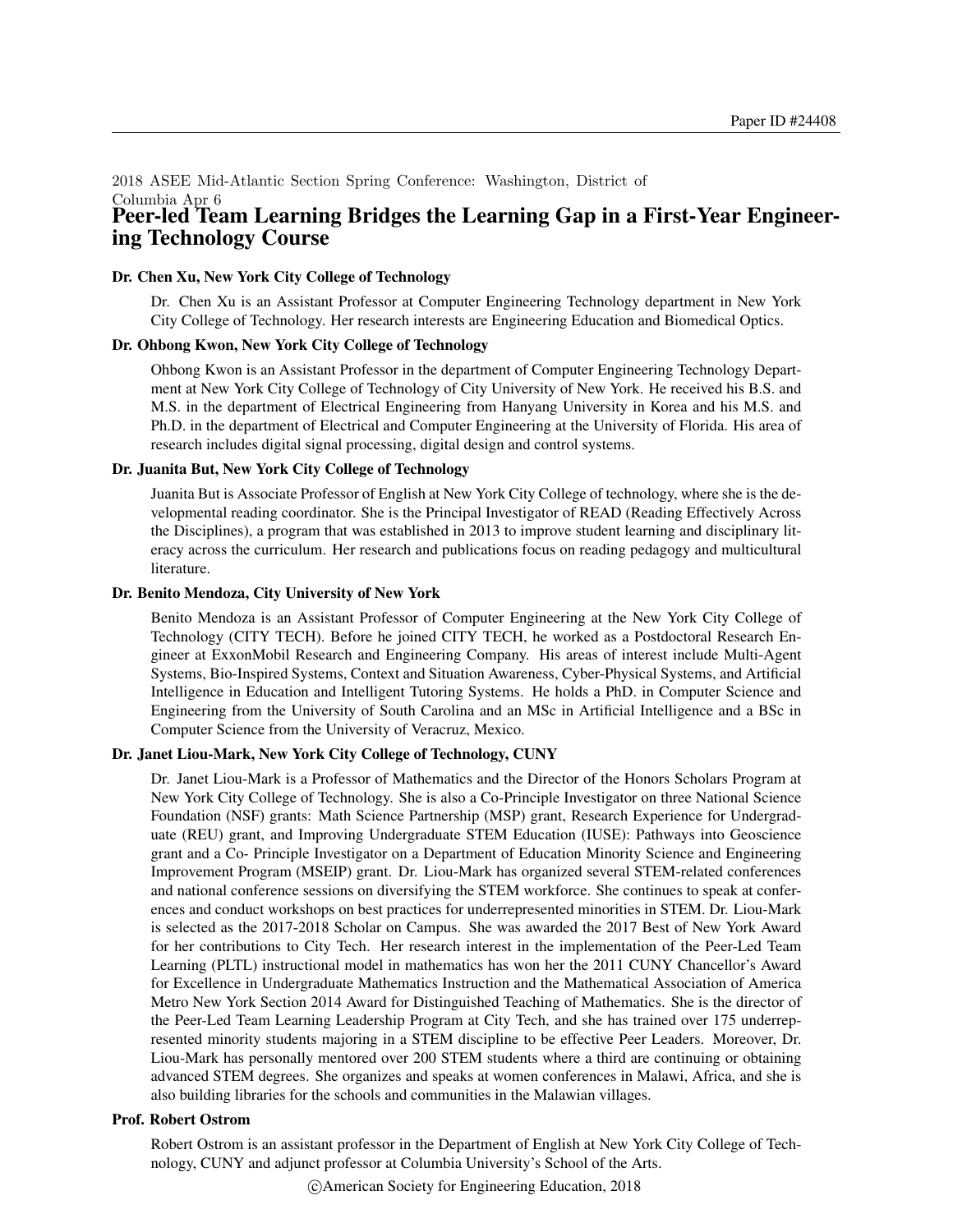2018 ASEE Mid-Atlantic Section Spring Conference: Washington, District of Columbia Apr 6

# Peer-led Team Learning Bridges the Learning Gap in a First-Year Engineering Technology Course

**Dr. Chen Xu, New York City College of Technology**

Dr. Chen Xu is an Assistant Professor at Computer Engineering Technology department in New York City College of Technology. Her research interests are Engineering Education and Biomedical Optics.

**Dr. Ohbong Kwon, New York City College of Technology**

Ohbong Kwon is an Assistant Professor in the department of Computer Engineering Technology Department at New York City College of Technology of City University of New York. He received his B.S. and M.S. in the department of Electrical Engineering from Hanyang University in Korea and his M.S. and Ph.D. in the department of Electrical and Computer Engineering at the University of Florida. His area of research includes digital signal processing, digital design and control systems.

**Dr. Juanita But, New York City College of Technology**

Juanita But is Associate Professor of English at New York City College of technology, where she is the developmental reading coordinator. She is the Principal Investigator of READ (Reading Effectively Across the Disciplines), a program that was established in 2013 to improve student learning and disciplinary literacy across the curriculum. Her research and publications focus on reading pedagogy and multicultural literature.

**Dr. Benito Mendoza, City University of New York**

Benito Mendoza is an Assistant Professor of Computer Engineering at the New York City College of Technology (CITY TECH). Before he joined CITY TECH, he worked as a Postdoctoral Research Engineer at ExxonMobil Research and Engineering Company. His areas of interest include Multi-Agent Systems, Bio-Inspired Systems, Context and Situation Awareness, Cyber-Physical Systems, and Artificial Intelligence in Education and Intelligent Tutoring Systems. He holds a PhD. in Computer Science and Engineering from the University of South Carolina and an MSc in Artificial Intelligence and a BSc in Computer Science from the University of Veracruz, Mexico.

**Dr. Janet Liou-Mark, New York City College of Technology, CUNY**

Dr. Janet Liou-Mark is a Professor of Mathematics and the Director of the Honors Scholars Program at New York City College of Technology. She is also a Co-Principle Investigator on three National Science Foundation (NSF) grants: Math Science Partnership (MSP) grant, Research Experience for Undergraduate (REU) grant, and Improving Undergraduate STEM Education (IUSE): Pathways into Geoscience grant and a Co- Principle Investigator on a Department of Education Minority Science and Engineering Improvement Program (MSEIP) grant. Dr. Liou-Mark has organized several STEM-related conferences and national conference sessions on diversifying the STEM workforce. She continues to speak at conferences and conduct workshops on best practices for underrepresented minorities in STEM. Dr. Liou-Mark is selected as the 2017-2018 Scholar on Campus. She was awarded the 2017 Best of New York Award for her contributions to City Tech. Her research interest in the implementation of the Peer-Led Team Learning (PLTL) instructional model in mathematics has won her the 2011 CUNY Chancellor's Award for Excellence in Undergraduate Mathematics Instruction and the Mathematical Association of America Metro New York Section 2014 Award for Distinguished Teaching of Mathematics. She is the director of the Peer-Led Team Learning Leadership Program at City Tech, and she has trained over 175 underrepresented minority students majoring in a STEM discipline to be effective Peer Leaders. Moreover, Dr. Liou-Mark has personally mentored over 200 STEM students where a third are continuing or obtaining advanced STEM degrees. She organizes and speaks at women conferences in Malawi, Africa, and she is also building libraries for the schools and communities in the Malawian villages.

**Prof. Robert Ostrom**

Robert Ostrom is an assistant professor in the Department of English at New York City College of Technology, CUNY and adjunct professor at Columbia University's School of the Arts.

©American Society for Engineering Education, 2018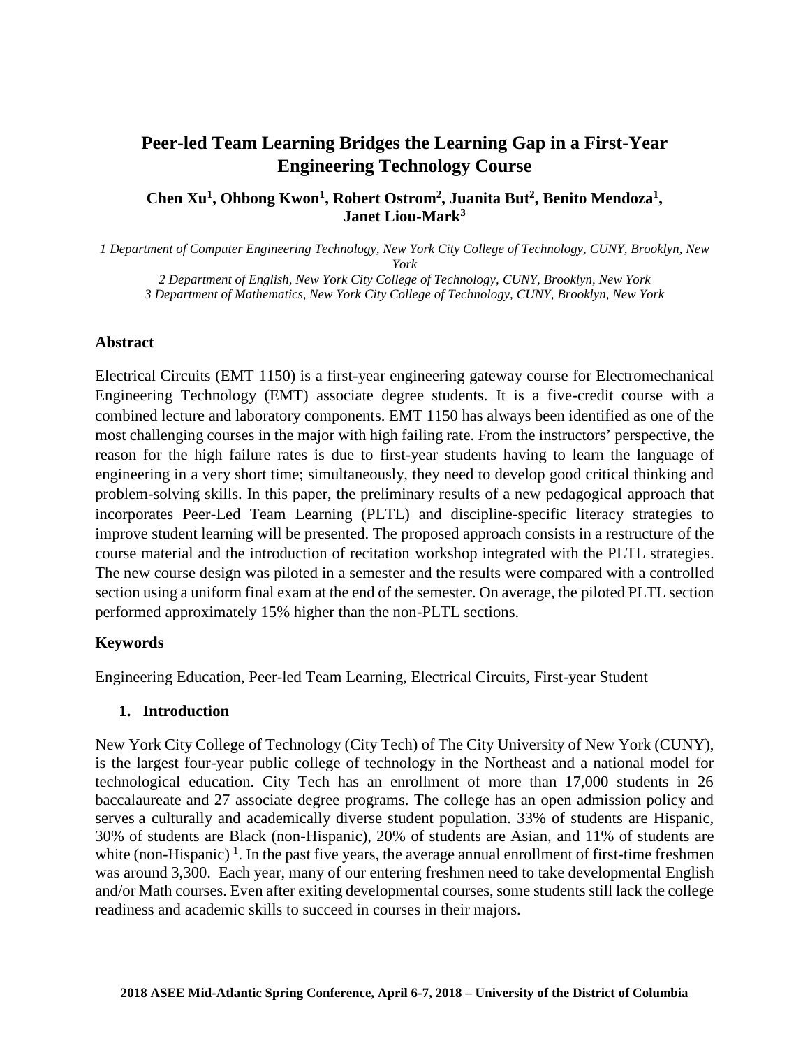# Peer-led Team Learning Bridges the Learning Gap in a First-Year Engineering Technology Course

**Chen Xu[1], Ohbong Kwon[1], Robert Ostrom[2], Juanita But[2], Benito Mendoza[1], Janet Liou-Mark[3]**

*1 Department of Computer Engineering Technology, New York City College of Technology, CUNY, Brooklyn, New York*
*2 Department of English, New York City College of Technology, CUNY, Brooklyn, New York*
*3 Department of Mathematics, New York City College of Technology, CUNY, Brooklyn, New York*

### Abstract

Electrical Circuits (EMT 1150) is a first-year engineering gateway course for Electromechanical Engineering Technology (EMT) associate degree students. It is a five-credit course with a combined lecture and laboratory components. EMT 1150 has always been identified as one of the most challenging courses in the major with high failing rate. From the instructors' perspective, the reason for the high failure rates is due to first-year students having to learn the language of engineering in a very short time; simultaneously, they need to develop good critical thinking and problem-solving skills. In this paper, the preliminary results of a new pedagogical approach that incorporates Peer-Led Team Learning (PLTL) and discipline-specific literacy strategies to improve student learning will be presented. The proposed approach consists in a restructure of the course material and the introduction of recitation workshop integrated with the PLTL strategies. The new course design was piloted in a semester and the results were compared with a controlled section using a uniform final exam at the end of the semester. On average, the piloted PLTL section performed approximately 15% higher than the non-PLTL sections.

### Keywords

Engineering Education, Peer-led Team Learning, Electrical Circuits, First-year Student

### 1. Introduction

New York City College of Technology (City Tech) of The City University of New York (CUNY), is the largest four-year public college of technology in the Northeast and a national model for technological education. City Tech has an enrollment of more than 17,000 students in 26 baccalaureate and 27 associate degree programs. The college has an open admission policy and serves a culturally and academically diverse student population. 33% of students are Hispanic, 30% of students are Black (non-Hispanic), 20% of students are Asian, and 11% of students are white (non-Hispanic) [1]. In the past five years, the average annual enrollment of first-time freshmen was around 3,300. Each year, many of our entering freshmen need to take developmental English and/or Math courses. Even after exiting developmental courses, some students still lack the college readiness and academic skills to succeed in courses in their majors.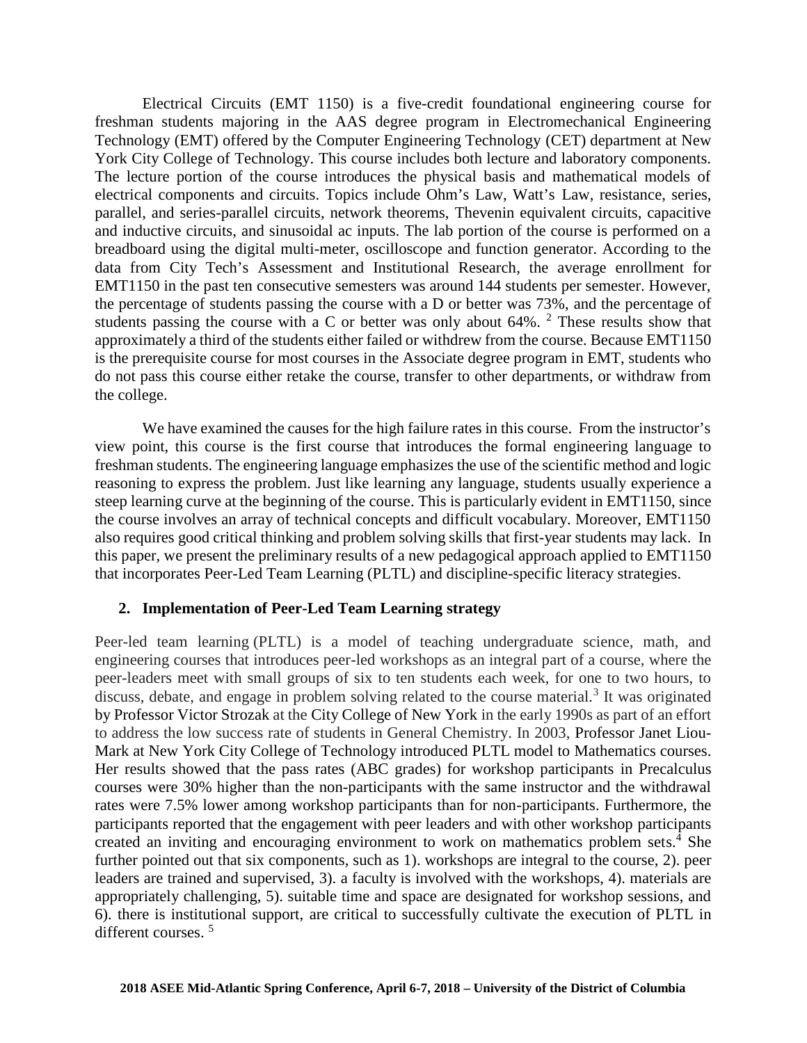Electrical Circuits (EMT 1150) is a five-credit foundational engineering course for freshman students majoring in the AAS degree program in Electromechanical Engineering Technology (EMT) offered by the Computer Engineering Technology (CET) department at New York City College of Technology. This course includes both lecture and laboratory components. The lecture portion of the course introduces the physical basis and mathematical models of electrical components and circuits. Topics include Ohm's Law, Watt's Law, resistance, series, parallel, and series-parallel circuits, network theorems, Thevenin equivalent circuits, capacitive and inductive circuits, and sinusoidal ac inputs. The lab portion of the course is performed on a breadboard using the digital multi-meter, oscilloscope and function generator. According to the data from City Tech's Assessment and Institutional Research, the average enrollment for EMT1150 in the past ten consecutive semesters was around 144 students per semester. However, the percentage of students passing the course with a D or better was 73%, and the percentage of students passing the course with a C or better was only about 64%. [2] These results show that approximately a third of the students either failed or withdrew from the course. Because EMT1150 is the prerequisite course for most courses in the Associate degree program in EMT, students who do not pass this course either retake the course, transfer to other departments, or withdraw from the college.

We have examined the causes for the high failure rates in this course. From the instructor's view point, this course is the first course that introduces the formal engineering language to freshman students. The engineering language emphasizes the use of the scientific method and logic reasoning to express the problem. Just like learning any language, students usually experience a steep learning curve at the beginning of the course. This is particularly evident in EMT1150, since the course involves an array of technical concepts and difficult vocabulary. Moreover, EMT1150 also requires good critical thinking and problem solving skills that first-year students may lack. In this paper, we present the preliminary results of a new pedagogical approach applied to EMT1150 that incorporates Peer-Led Team Learning (PLTL) and discipline-specific literacy strategies.

## 2. Implementation of Peer-Led Team Learning strategy

Peer-led team learning (PLTL) is a model of teaching undergraduate science, math, and engineering courses that introduces peer-led workshops as an integral part of a course, where the peer-leaders meet with small groups of six to ten students each week, for one to two hours, to discuss, debate, and engage in problem solving related to the course material.[3] It was originated by Professor Victor Strozak at the City College of New York in the early 1990s as part of an effort to address the low success rate of students in General Chemistry. In 2003, Professor Janet Liou-Mark at New York City College of Technology introduced PLTL model to Mathematics courses. Her results showed that the pass rates (ABC grades) for workshop participants in Precalculus courses were 30% higher than the non-participants with the same instructor and the withdrawal rates were 7.5% lower among workshop participants than for non-participants. Furthermore, the participants reported that the engagement with peer leaders and with other workshop participants created an inviting and encouraging environment to work on mathematics problem sets.[4] She further pointed out that six components, such as 1). workshops are integral to the course, 2). peer leaders are trained and supervised, 3). a faculty is involved with the workshops, 4). materials are appropriately challenging, 5). suitable time and space are designated for workshop sessions, and 6). there is institutional support, are critical to successfully cultivate the execution of PLTL in different courses. [5]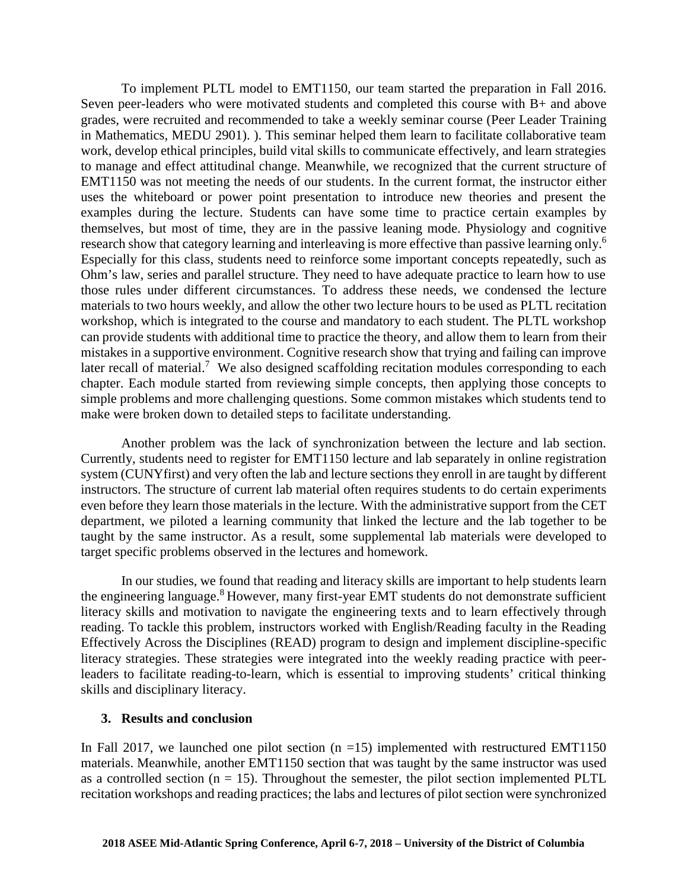To implement PLTL model to EMT1150, our team started the preparation in Fall 2016. Seven peer-leaders who were motivated students and completed this course with B+ and above grades, were recruited and recommended to take a weekly seminar course (Peer Leader Training in Mathematics, MEDU 2901). ). This seminar helped them learn to facilitate collaborative team work, develop ethical principles, build vital skills to communicate effectively, and learn strategies to manage and effect attitudinal change. Meanwhile, we recognized that the current structure of EMT1150 was not meeting the needs of our students. In the current format, the instructor either uses the whiteboard or power point presentation to introduce new theories and present the examples during the lecture. Students can have some time to practice certain examples by themselves, but most of time, they are in the passive leaning mode. Physiology and cognitive research show that category learning and interleaving is more effective than passive learning only.[6] Especially for this class, students need to reinforce some important concepts repeatedly, such as Ohm's law, series and parallel structure. They need to have adequate practice to learn how to use those rules under different circumstances. To address these needs, we condensed the lecture materials to two hours weekly, and allow the other two lecture hours to be used as PLTL recitation workshop, which is integrated to the course and mandatory to each student. The PLTL workshop can provide students with additional time to practice the theory, and allow them to learn from their mistakes in a supportive environment. Cognitive research show that trying and failing can improve later recall of material.[7] We also designed scaffolding recitation modules corresponding to each chapter. Each module started from reviewing simple concepts, then applying those concepts to simple problems and more challenging questions. Some common mistakes which students tend to make were broken down to detailed steps to facilitate understanding.

Another problem was the lack of synchronization between the lecture and lab section. Currently, students need to register for EMT1150 lecture and lab separately in online registration system (CUNYfirst) and very often the lab and lecture sections they enroll in are taught by different instructors. The structure of current lab material often requires students to do certain experiments even before they learn those materials in the lecture. With the administrative support from the CET department, we piloted a learning community that linked the lecture and the lab together to be taught by the same instructor. As a result, some supplemental lab materials were developed to target specific problems observed in the lectures and homework.

In our studies, we found that reading and literacy skills are important to help students learn the engineering language.[8] However, many first-year EMT students do not demonstrate sufficient literacy skills and motivation to navigate the engineering texts and to learn effectively through reading. To tackle this problem, instructors worked with English/Reading faculty in the Reading Effectively Across the Disciplines (READ) program to design and implement discipline-specific literacy strategies. These strategies were integrated into the weekly reading practice with peer-leaders to facilitate reading-to-learn, which is essential to improving students' critical thinking skills and disciplinary literacy.

## 3. Results and conclusion

In Fall 2017, we launched one pilot section ($n = 15$) implemented with restructured EMT1150 materials. Meanwhile, another EMT1150 section that was taught by the same instructor was used as a controlled section ($n = 15$). Throughout the semester, the pilot section implemented PLTL recitation workshops and reading practices; the labs and lectures of pilot section were synchronized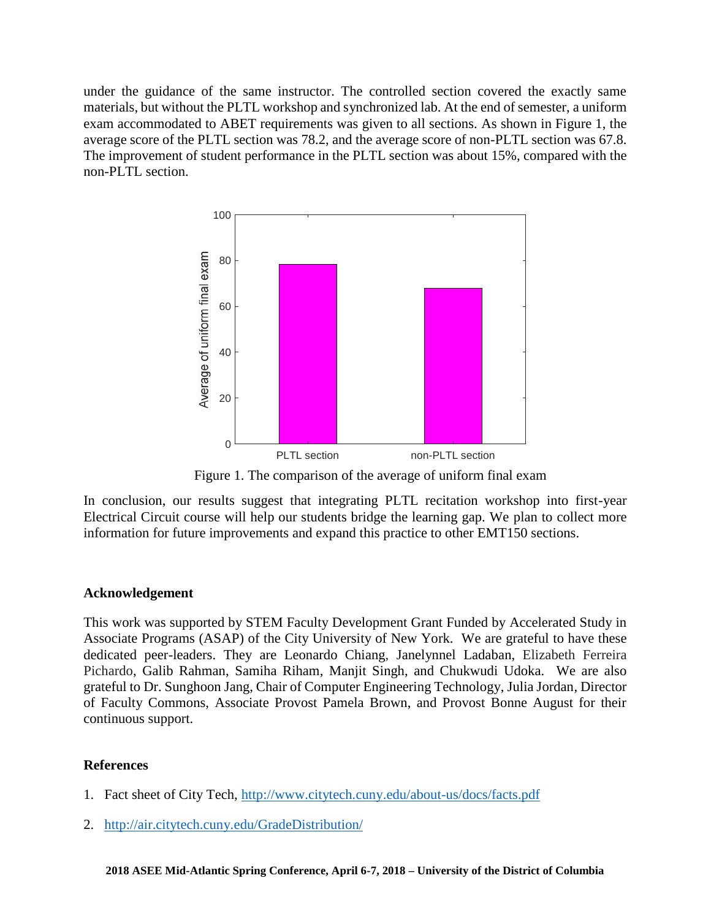under the guidance of the same instructor. The controlled section covered the exactly same materials, but without the PLTL workshop and synchronized lab. At the end of semester, a uniform exam accommodated to ABET requirements was given to all sections. As shown in Figure 1, the average score of the PLTL section was 78.2, and the average score of non-PLTL section was 67.8. The improvement of student performance in the PLTL section was about 15%, compared with the non-PLTL section.

Figure 1. The comparison of the average of uniform final exam

In conclusion, our results suggest that integrating PLTL recitation workshop into first-year Electrical Circuit course will help our students bridge the learning gap. We plan to collect more information for future improvements and expand this practice to other EMT150 sections.

## Acknowledgement

This work was supported by STEM Faculty Development Grant Funded by Accelerated Study in Associate Programs (ASAP) of the City University of New York. We are grateful to have these dedicated peer-leaders. They are Leonardo Chiang, Janelynnel Ladaban, Elizabeth Ferreira Pichardo, Galib Rahman, Samiha Riham, Manjit Singh, and Chukwudi Udoka. We are also grateful to Dr. Sunghoon Jang, Chair of Computer Engineering Technology, Julia Jordan, Director of Faculty Commons, Associate Provost Pamela Brown, and Provost Bonne August for their continuous support.

## References

1. Fact sheet of City Tech, http://www.citytech.cuny.edu/about-us/docs/facts.pdf
2. http://air.citytech.cuny.edu/GradeDistribution/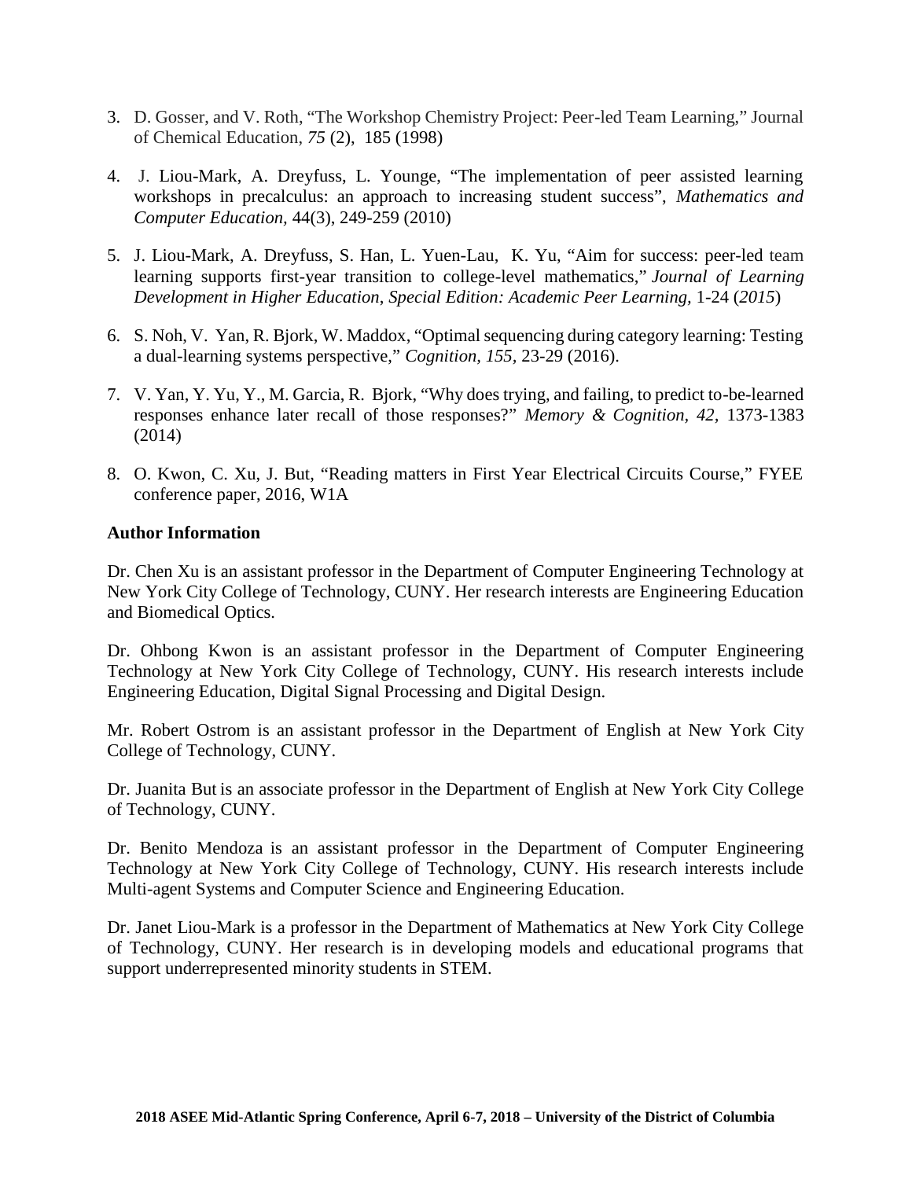3. D. Gosser, and V. Roth, "The Workshop Chemistry Project: Peer-led Team Learning," Journal of Chemical Education, *75* (2), 185 (1998)

4. J. Liou-Mark, A. Dreyfuss, L. Younge, "The implementation of peer assisted learning workshops in precalculus: an approach to increasing student success", *Mathematics and Computer Education,* 44(3), 249-259 (2010)

5. J. Liou-Mark, A. Dreyfuss, S. Han, L. Yuen-Lau, K. Yu, "Aim for success: peer-led team learning supports first-year transition to college-level mathematics," *Journal of Learning Development in Higher Education*, *Special Edition: Academic Peer Learning,* 1-24 (*2015*)

6. S. Noh, V. Yan, R. Bjork, W. Maddox, "Optimal sequencing during category learning: Testing a dual-learning systems perspective," *Cognition, 155,* 23-29 (2016).

7. V. Yan, Y. Yu, Y., M. Garcia, R. Bjork, "Why does trying, and failing, to predict to-be-learned responses enhance later recall of those responses?" *Memory & Cognition, 42*, 1373-1383 (2014)

8. O. Kwon, C. Xu, J. But, "Reading matters in First Year Electrical Circuits Course," FYEE conference paper, 2016, W1A

**Author Information**

Dr. Chen Xu is an assistant professor in the Department of Computer Engineering Technology at New York City College of Technology, CUNY. Her research interests are Engineering Education and Biomedical Optics.

Dr. Ohbong Kwon is an assistant professor in the Department of Computer Engineering Technology at New York City College of Technology, CUNY. His research interests include Engineering Education, Digital Signal Processing and Digital Design.

Mr. Robert Ostrom is an assistant professor in the Department of English at New York City College of Technology, CUNY.

Dr. Juanita But is an associate professor in the Department of English at New York City College of Technology, CUNY.

Dr. Benito Mendoza is an assistant professor in the Department of Computer Engineering Technology at New York City College of Technology, CUNY. His research interests include Multi-agent Systems and Computer Science and Engineering Education.

Dr. Janet Liou-Mark is a professor in the Department of Mathematics at New York City College of Technology, CUNY. Her research is in developing models and educational programs that support underrepresented minority students in STEM.